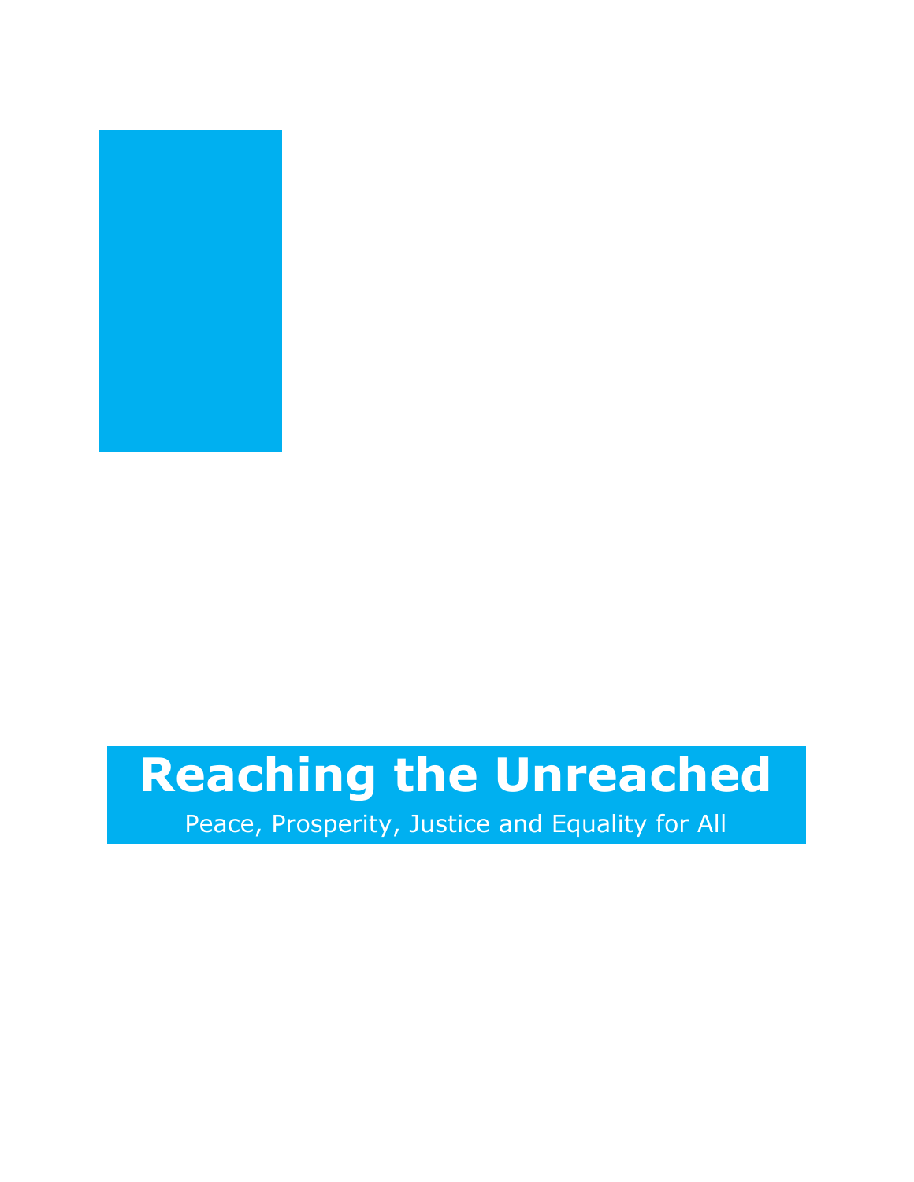# Reaching the Unreached

Peace, Prosperity, Justice and Equality for All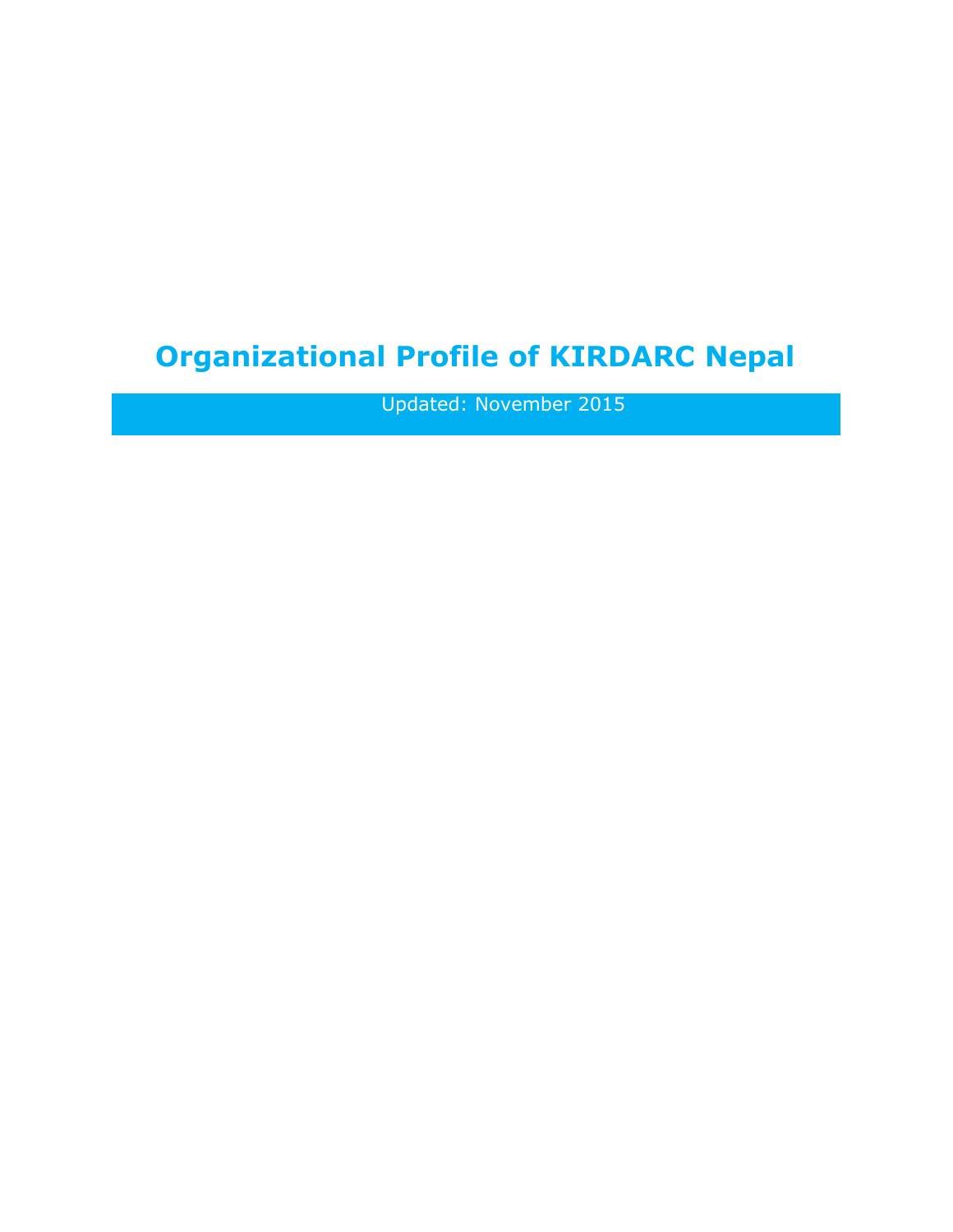# Organizational Profile of KIRDARC Nepal

Updated: November 2015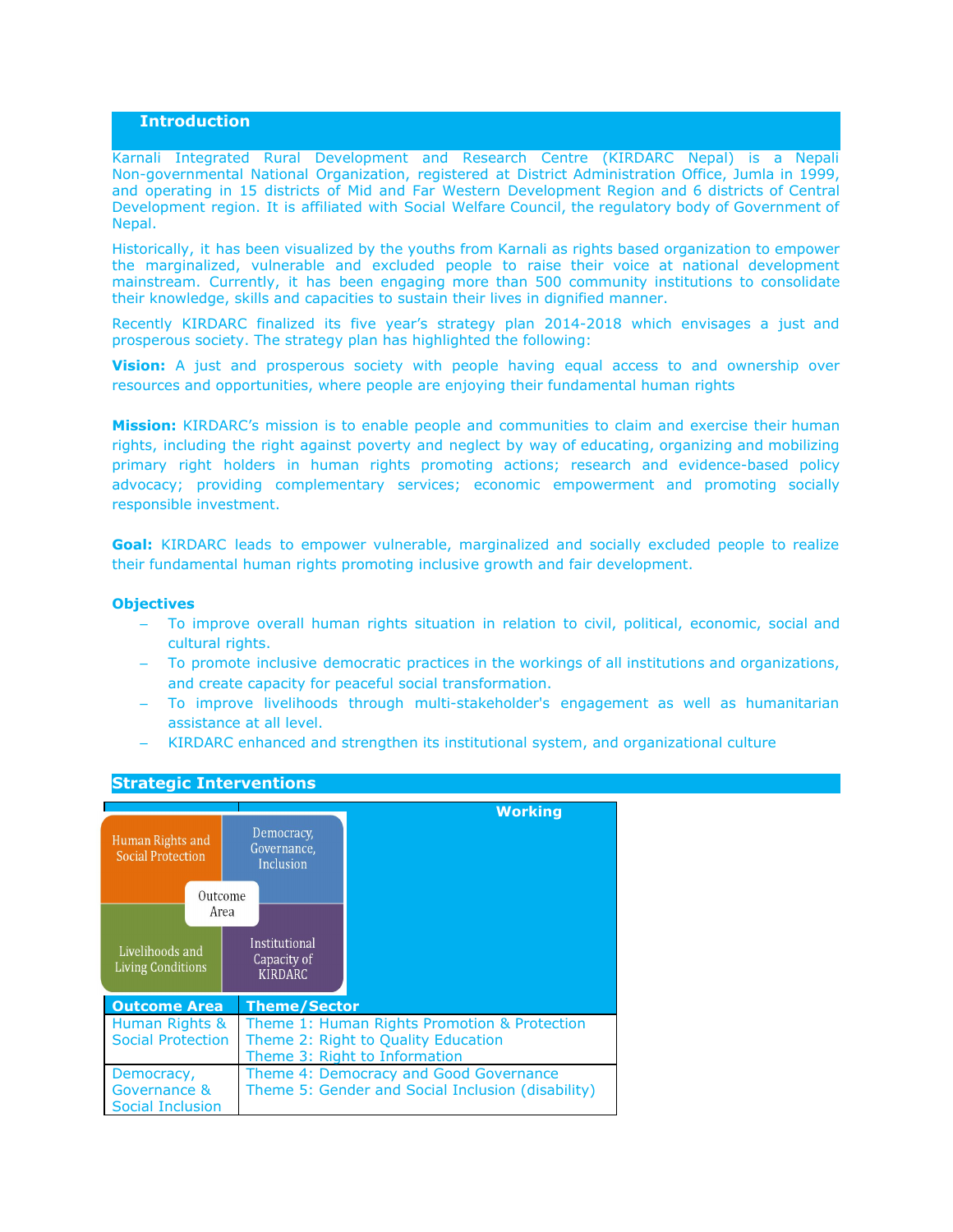## Introduction

Karnali Integrated Rural Development and Research Centre (KIRDARC Nepal) is a Nepali Non-governmental National Organization, registered at District Administration Office, Jumla in 1999, and operating in 15 districts of Mid and Far Western Development Region and 6 districts of Central Development region. It is affiliated with Social Welfare Council, the regulatory body of Government of Nepal.

Historically, it has been visualized by the youths from Karnali as rights based organization to empower the marginalized, vulnerable and excluded people to raise their voice at national development mainstream. Currently, it has been engaging more than 500 community institutions to consolidate their knowledge, skills and capacities to sustain their lives in dignified manner.

Recently KIRDARC finalized its five year's strategy plan 2014-2018 which envisages a just and prosperous society. The strategy plan has highlighted the following:

**Vision:** A just and prosperous society with people having equal access to and ownership over resources and opportunities, where people are enjoying their fundamental human rights

**Mission:** KIRDARC's mission is to enable people and communities to claim and exercise their human rights, including the right against poverty and neglect by way of educating, organizing and mobilizing primary right holders in human rights promoting actions; research and evidence-based policy advocacy; providing complementary services; economic empowerment and promoting socially responsible investment.

**Goal:** KIRDARC leads to empower vulnerable, marginalized and socially excluded people to realize their fundamental human rights promoting inclusive growth and fair development.

**Objectives**

- To improve overall human rights situation in relation to civil, political, economic, social and cultural rights.
- To promote inclusive democratic practices in the workings of all institutions and organizations, and create capacity for peaceful social transformation.
- To improve livelihoods through multi-stakeholder's engagement as well as humanitarian assistance at all level.
- KIRDARC enhanced and strengthen its institutional system, and organizational culture

## Strategic Interventions

Outcome Area: Human Rights and Social Protection; Democracy, Governance, Inclusion; Livelihoods and Living Conditions; Institutional Capacity of KIRDARC

Working

| Outcome Area | Theme/Sector |
|---|---|
| Human Rights & Social Protection | Theme 1: Human Rights Promotion & Protection<br>Theme 2: Right to Quality Education<br>Theme 3: Right to Information |
| Democracy, Governance & Social Inclusion | Theme 4: Democracy and Good Governance<br>Theme 5: Gender and Social Inclusion (disability) |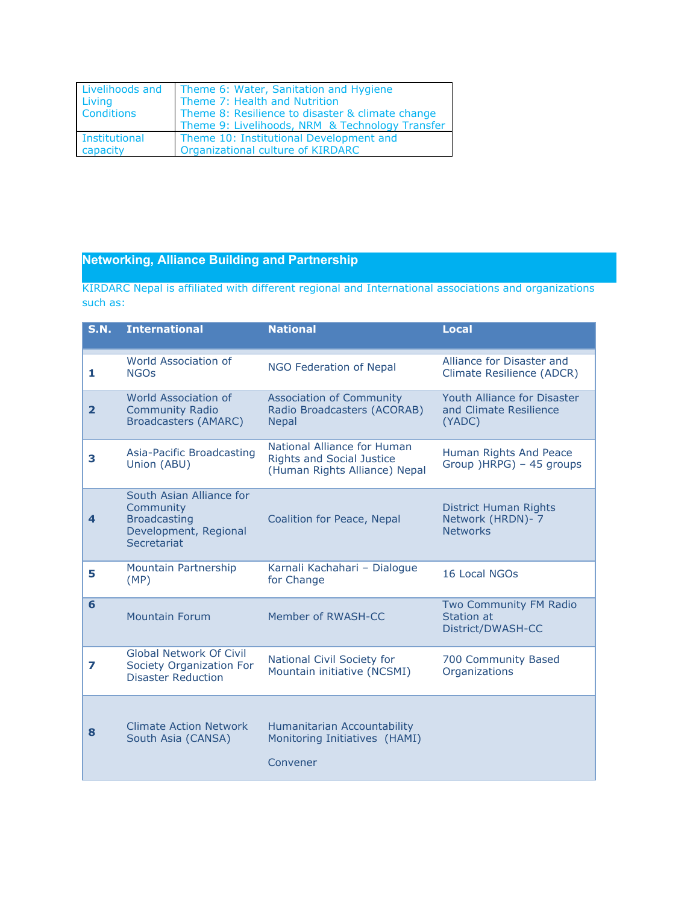| | |
|---|---|
| Livelihoods and Living Conditions | Theme 6: Water, Sanitation and Hygiene<br>Theme 7: Health and Nutrition<br>Theme 8: Resilience to disaster & climate change<br>Theme 9: Livelihoods, NRM & Technology Transfer |
| Institutional capacity | Theme 10: Institutional Development and Organizational culture of KIRDARC |

## Networking, Alliance Building and Partnership

KIRDARC Nepal is affiliated with different regional and International associations and organizations such as:

| S.N. | International | National | Local |
|---|---|---|---|
| 1 | World Association of NGOs | NGO Federation of Nepal | Alliance for Disaster and Climate Resilience (ADCR) |
| 2 | World Association of Community Radio Broadcasters (AMARC) | Association of Community Radio Broadcasters (ACORAB) Nepal | Youth Alliance for Disaster and Climate Resilience (YADC) |
| 3 | Asia-Pacific Broadcasting Union (ABU) | National Alliance for Human Rights and Social Justice (Human Rights Alliance) Nepal | Human Rights And Peace Group )HRPG) – 45 groups |
| 4 | South Asian Alliance for Community Broadcasting Development, Regional Secretariat | Coalition for Peace, Nepal | District Human Rights Network (HRDN)- 7 Networks |
| 5 | Mountain Partnership (MP) | Karnali Kachahari – Dialogue for Change | 16 Local NGOs |
| 6 | Mountain Forum | Member of RWASH-CC | Two Community FM Radio Station at District/DWASH-CC |
| 7 | Global Network Of Civil Society Organization For Disaster Reduction | National Civil Society for Mountain initiative (NCSMI) | 700 Community Based Organizations |
| 8 | Climate Action Network South Asia (CANSA) | Humanitarian Accountability Monitoring Initiatives (HAMI) Convener | |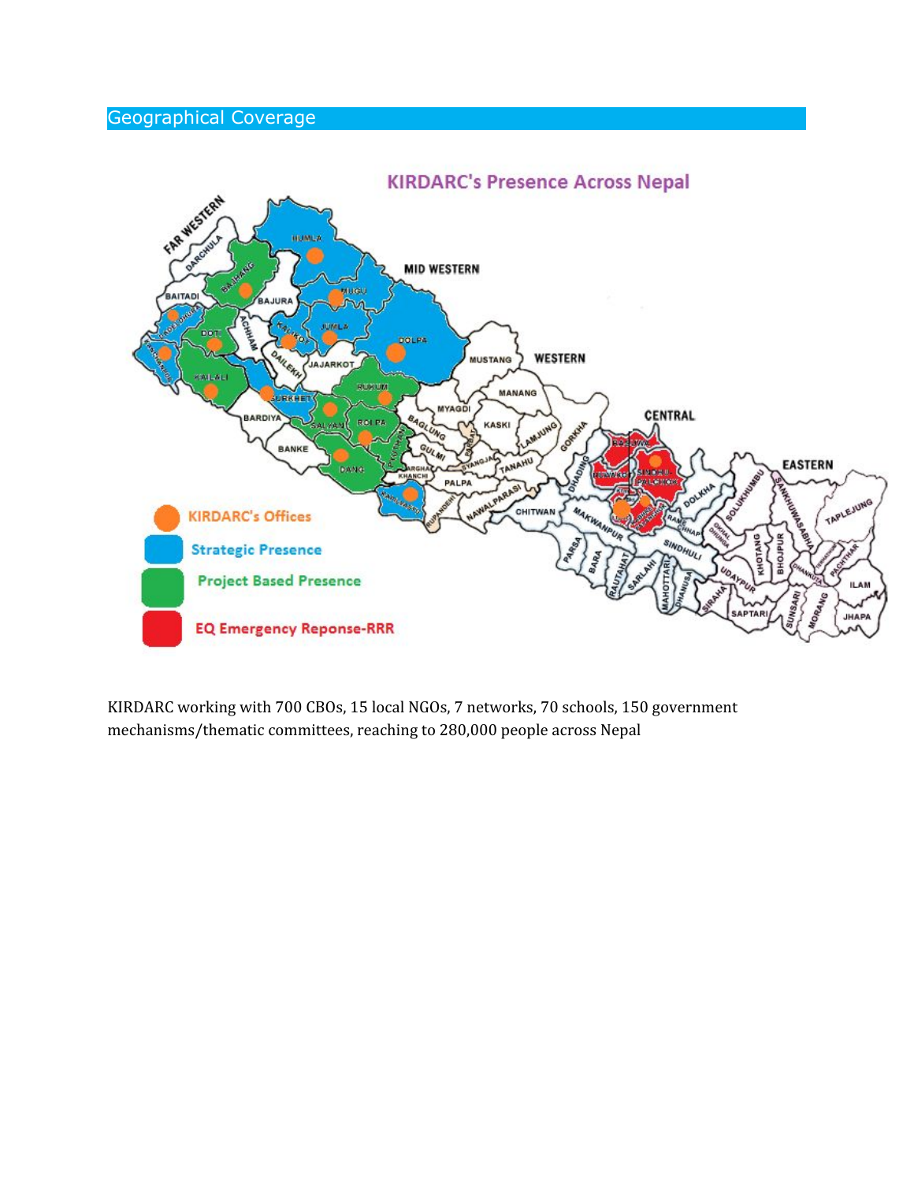## Geographical Coverage

KIRDARC working with 700 CBOs, 15 local NGOs, 7 networks, 70 schools, 150 government mechanisms/thematic committees, reaching to 280,000 people across Nepal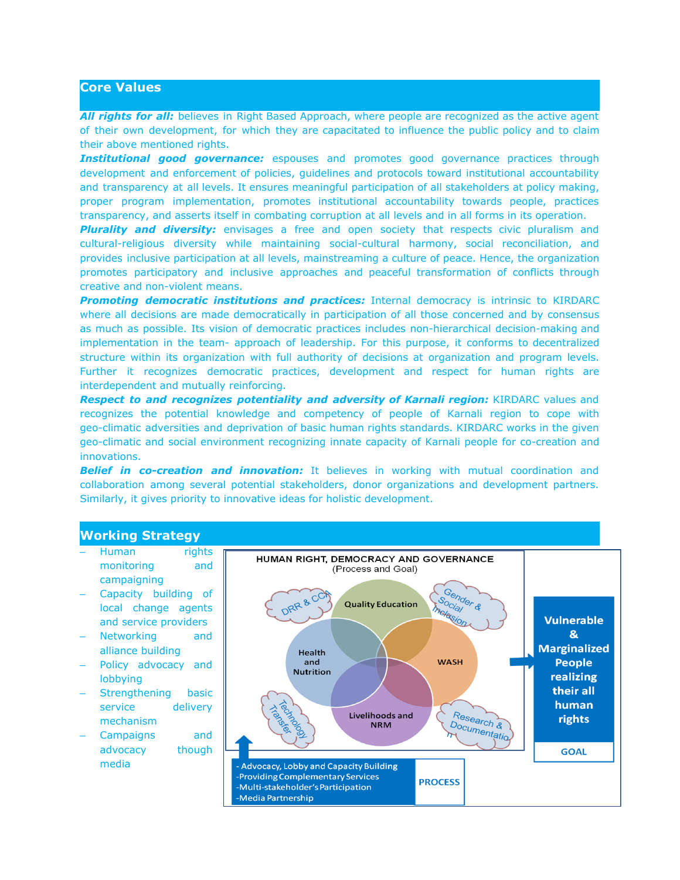## Core Values

***All rights for all:*** believes in Right Based Approach, where people are recognized as the active agent of their own development, for which they are capacitated to influence the public policy and to claim their above mentioned rights.

***Institutional good governance:*** espouses and promotes good governance practices through development and enforcement of policies, guidelines and protocols toward institutional accountability and transparency at all levels. It ensures meaningful participation of all stakeholders at policy making, proper program implementation, promotes institutional accountability towards people, practices transparency, and asserts itself in combating corruption at all levels and in all forms in its operation.

***Plurality and diversity:*** envisages a free and open society that respects civic pluralism and cultural-religious diversity while maintaining social-cultural harmony, social reconciliation, and provides inclusive participation at all levels, mainstreaming a culture of peace. Hence, the organization promotes participatory and inclusive approaches and peaceful transformation of conflicts through creative and non-violent means.

***Promoting democratic institutions and practices:*** Internal democracy is intrinsic to KIRDARC where all decisions are made democratically in participation of all those concerned and by consensus as much as possible. Its vision of democratic practices includes non-hierarchical decision-making and implementation in the team- approach of leadership. For this purpose, it conforms to decentralized structure within its organization with full authority of decisions at organization and program levels. Further it recognizes democratic practices, development and respect for human rights are interdependent and mutually reinforcing.

***Respect to and recognizes potentiality and adversity of Karnali region:*** KIRDARC values and recognizes the potential knowledge and competency of people of Karnali region to cope with geo-climatic adversities and deprivation of basic human rights standards. KIRDARC works in the given geo-climatic and social environment recognizing innate capacity of Karnali people for co-creation and innovations.

***Belief in co-creation and innovation:*** It believes in working with mutual coordination and collaboration among several potential stakeholders, donor organizations and development partners. Similarly, it gives priority to innovative ideas for holistic development.

## Working Strategy

- Human rights monitoring and campaigning
- Capacity building of local change agents and service providers
- Networking and alliance building
- Policy advocacy and lobbying
- Strengthening basic service delivery mechanism
- Campaigns and advocacy though media

**HUMAN RIGHT, DEMOCRACY AND GOVERNANCE**
(Process and Goal)

Quality Education; Health and Nutrition; WASH; Livelihoods and NRM

DRR & CCA; Gender & Social Inclusion; Technology Transfer; Research & Documentation

**PROCESS**
- Advocacy, Lobby and Capacity Building
- Providing Complementary Services
- Multi-stakeholder's Participation
- Media Partnership

**GOAL**
Vulnerable & Marginalized People realizing their all human rights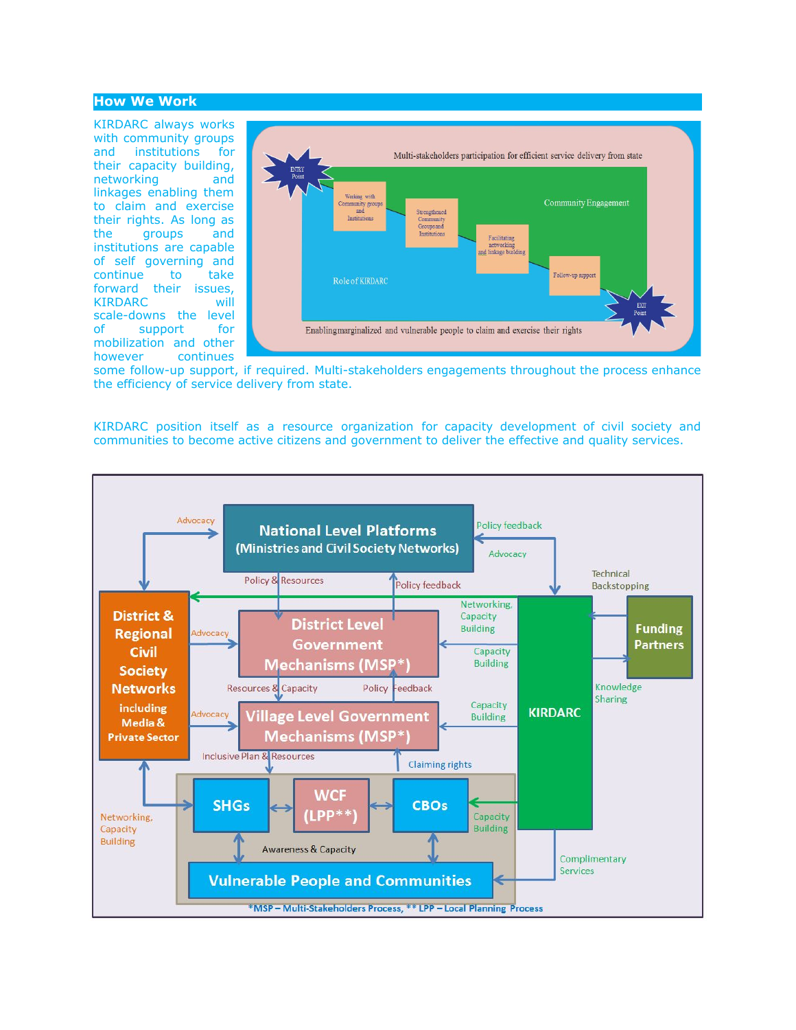## How We Work

KIRDARC always works with community groups and institutions for their capacity building, networking and linkages enabling them to claim and exercise their rights. As long as the groups and institutions are capable of self governing and continue to take forward their issues, KIRDARC will scale-downs the level of support mobilization and other however continues some follow-up support, if required. Multi-stakeholders engagements throughout the process enhance the efficiency of service delivery from state.

Multi-stakeholders participation for efficient service delivery from state

ENTRY Point

Working with Community groups and Institutions

Strengthened Community Groups and Institutions

Facilitating networking and linkage building

Follow-up support

EXIT Point

Community Engagement

Role of KIRDARC

Enabling marginalized and vulnerable people to claim and exercise their rights

KIRDARC position itself as a resource organization for capacity development of civil society and communities to become active citizens and government to deliver the effective and quality services.

National Level Platforms (Ministries and Civil Society Networks)

District & Regional Civil Society Networks including Media & Private Sector

District Level Government Mechanisms (MSP*)

Village Level Government Mechanisms (MSP*)

KIRDARC

Funding Partners

SHGs

WCF (LPP**)

CBOs

Vulnerable People and Communities

Advocacy; Policy feedback; Policy & Resources; Technical Backstopping; Networking, Capacity Building; Capacity Building; Resources & Capacity; Policy Feedback; Knowledge Sharing; Inclusive Plan & Resources; Claiming rights; Awareness & Capacity; Complimentary Services

*MSP – Multi-Stakeholders Process, ** LPP – Local Planning Process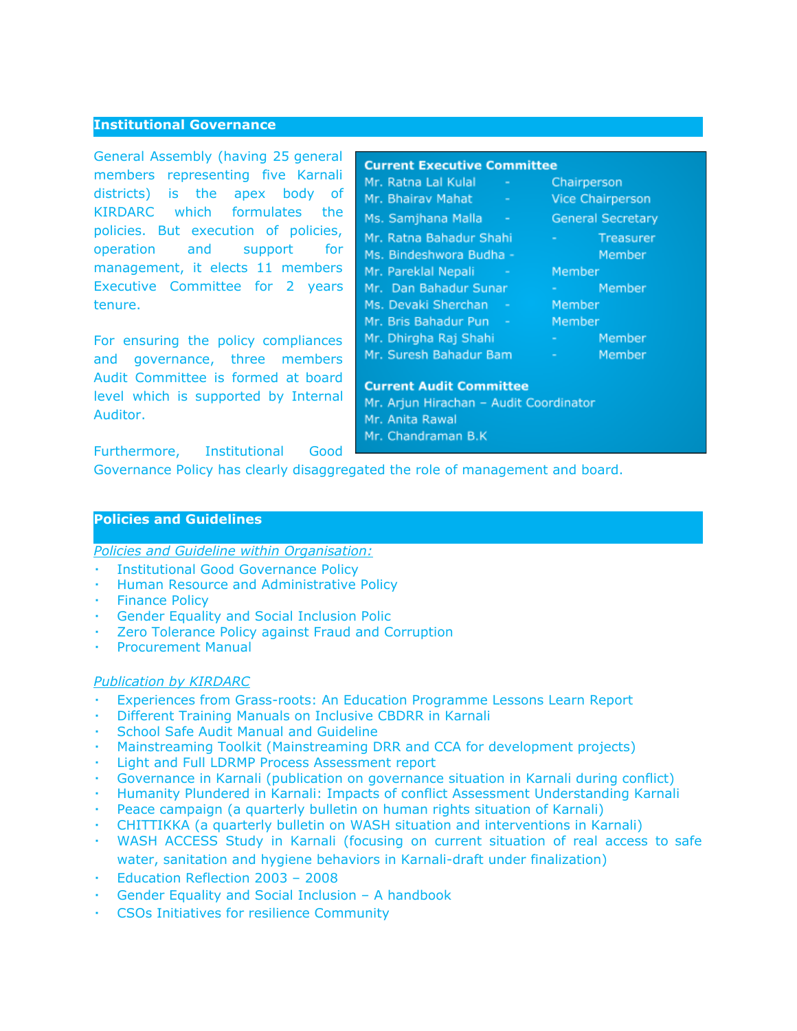## Institutional Governance

General Assembly (having 25 general members representing five Karnali districts) is the apex body of KIRDARC which formulates the policies. But execution of policies, operation and support for management, it elects 11 members Executive Committee for 2 years tenure.

For ensuring the policy compliances and governance, three members Audit Committee is formed at board level which is supported by Internal Auditor.

Furthermore, Institutional Good Governance Policy has clearly disaggregated the role of management and board.

**Current Executive Committee**

| Name | | Position |
|---|---|---|
| Mr. Ratna Lal Kulal | - | Chairperson |
| Mr. Bhairav Mahat | - | Vice Chairperson |
| Ms. Samjhana Malla | - | General Secretary |
| Mr. Ratna Bahadur Shahi | - | Treasurer |
| Ms. Bindeshwora Budha | - | Member |
| Mr. Pareklal Nepali | - | Member |
| Mr. Dan Bahadur Sunar | - | Member |
| Ms. Devaki Sherchan | - | Member |
| Mr. Bris Bahadur Pun | - | Member |
| Mr. Dhirgha Raj Shahi | - | Member |
| Mr. Suresh Bahadur Bam | - | Member |

**Current Audit Committee**

Mr. Arjun Hirachan – Audit Coordinator  
Mr. Anita Rawal  
Mr. Chandraman B.K

## Policies and Guidelines

*Policies and Guideline within Organisation:*

- Institutional Good Governance Policy
- Human Resource and Administrative Policy
- Finance Policy
- Gender Equality and Social Inclusion Polic
- Zero Tolerance Policy against Fraud and Corruption
- Procurement Manual

*Publication by KIRDARC*

- Experiences from Grass-roots: An Education Programme Lessons Learn Report
- Different Training Manuals on Inclusive CBDRR in Karnali
- School Safe Audit Manual and Guideline
- Mainstreaming Toolkit (Mainstreaming DRR and CCA for development projects)
- Light and Full LDRMP Process Assessment report
- Governance in Karnali (publication on governance situation in Karnali during conflict)
- Humanity Plundered in Karnali: Impacts of conflict Assessment Understanding Karnali
- Peace campaign (a quarterly bulletin on human rights situation of Karnali)
- CHITTIKKA (a quarterly bulletin on WASH situation and interventions in Karnali)
- WASH ACCESS Study in Karnali (focusing on current situation of real access to safe water, sanitation and hygiene behaviors in Karnali-draft under finalization)
- Education Reflection 2003 – 2008
- Gender Equality and Social Inclusion – A handbook
- CSOs Initiatives for resilience Community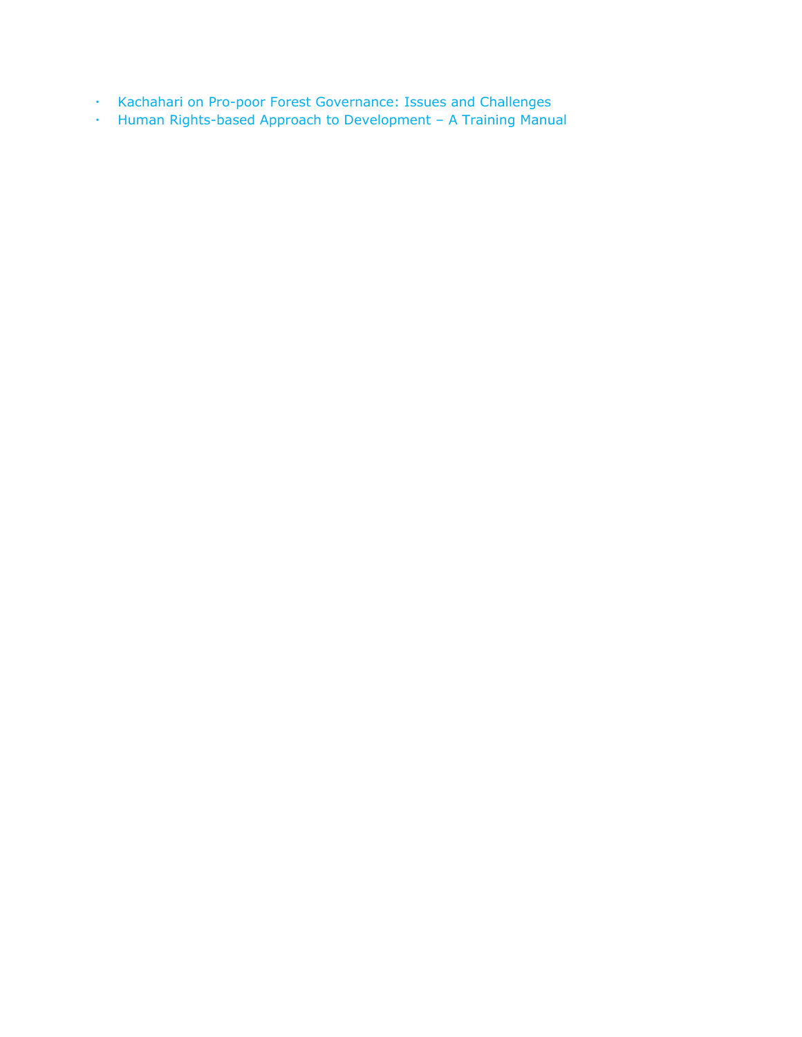- Kachahari on Pro-poor Forest Governance: Issues and Challenges
- Human Rights-based Approach to Development – A Training Manual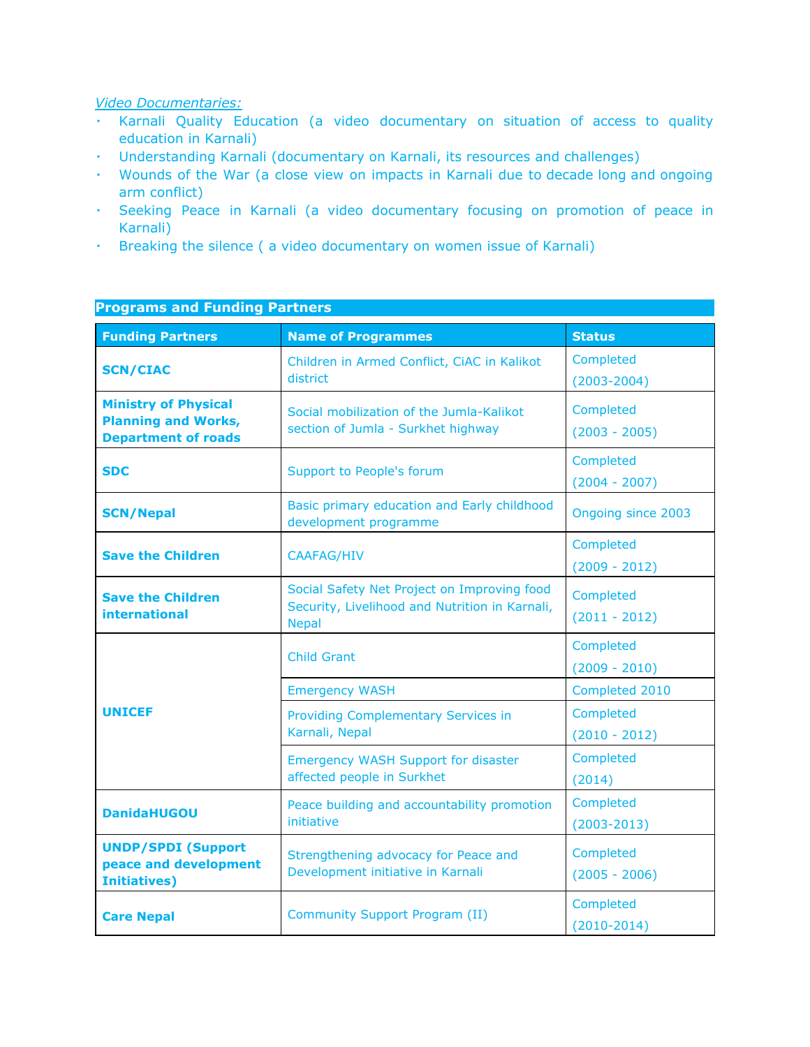*Video Documentaries:*

- Karnali Quality Education (a video documentary on situation of access to quality education in Karnali)
- Understanding Karnali (documentary on Karnali, its resources and challenges)
- Wounds of the War (a close view on impacts in Karnali due to decade long and ongoing arm conflict)
- Seeking Peace in Karnali (a video documentary focusing on promotion of peace in Karnali)
- Breaking the silence ( a video documentary on women issue of Karnali)

## Programs and Funding Partners

| Funding Partners | Name of Programmes | Status |
|---|---|---|
| **SCN/CIAC** | Children in Armed Conflict, CiAC in Kalikot district | Completed (2003-2004) |
| **Ministry of Physical Planning and Works, Department of roads** | Social mobilization of the Jumla-Kalikot section of Jumla - Surkhet highway | Completed (2003 - 2005) |
| **SDC** | Support to People's forum | Completed (2004 - 2007) |
| **SCN/Nepal** | Basic primary education and Early childhood development programme | Ongoing since 2003 |
| **Save the Children** | CAAFAG/HIV | Completed (2009 - 2012) |
| **Save the Children international** | Social Safety Net Project on Improving food Security, Livelihood and Nutrition in Karnali, Nepal | Completed (2011 - 2012) |
| **UNICEF** | Child Grant | Completed (2009 - 2010) |
| | Emergency WASH | Completed 2010 |
| | Providing Complementary Services in Karnali, Nepal | Completed (2010 - 2012) |
| | Emergency WASH Support for disaster affected people in Surkhet | Completed (2014) |
| **DanidaHUGOU** | Peace building and accountability promotion initiative | Completed (2003-2013) |
| **UNDP/SPDI (Support peace and development Initiatives)** | Strengthening advocacy for Peace and Development initiative in Karnali | Completed (2005 - 2006) |
| **Care Nepal** | Community Support Program (II) | Completed (2010-2014) |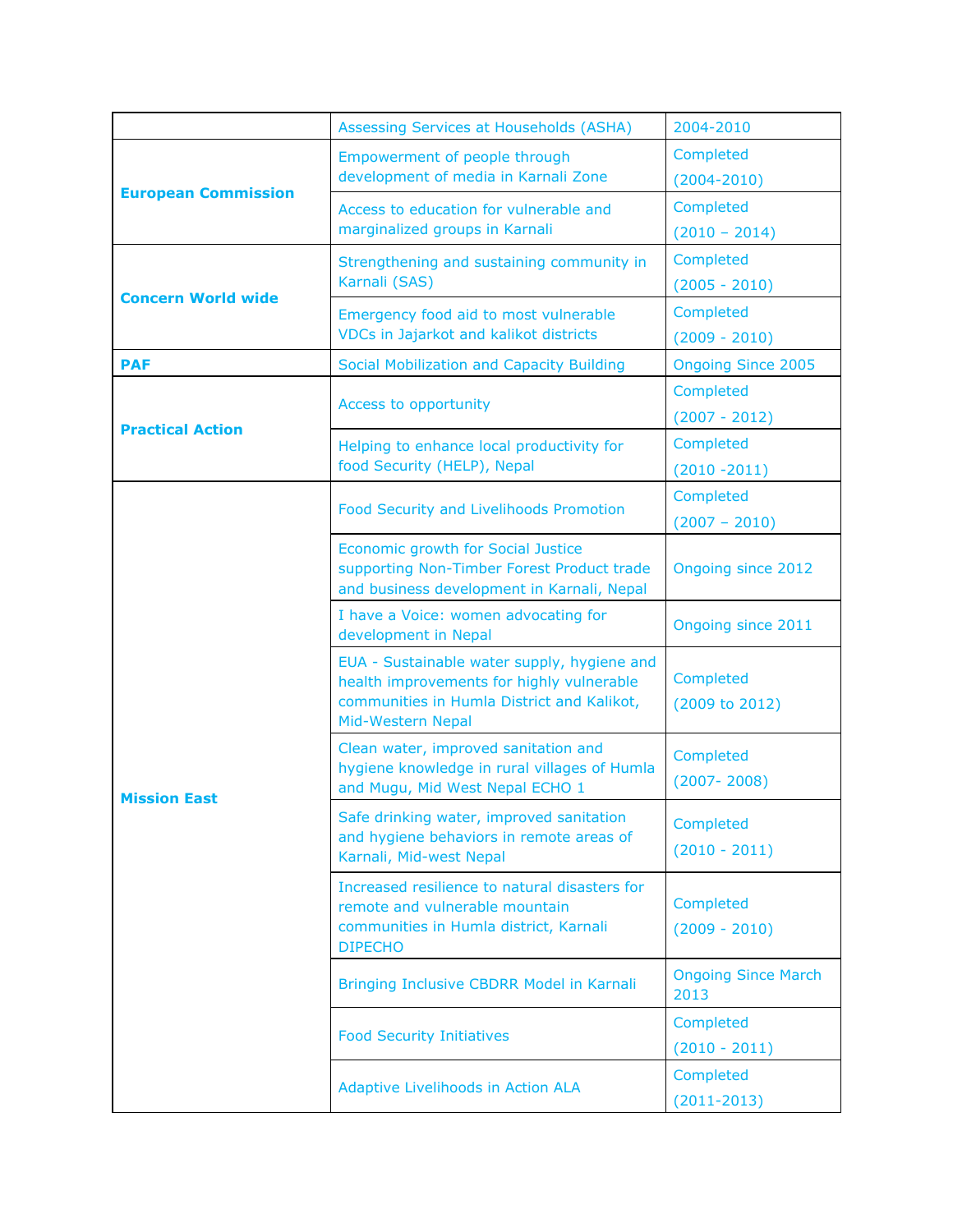| | | |
|---|---|---|
| | Assessing Services at Households (ASHA) | 2004-2010 |
| **European Commission** | Empowerment of people through development of media in Karnali Zone | Completed (2004-2010) |
| | Access to education for vulnerable and marginalized groups in Karnali | Completed (2010 – 2014) |
| **Concern World wide** | Strengthening and sustaining community in Karnali (SAS) | Completed (2005 - 2010) |
| | Emergency food aid to most vulnerable VDCs in Jajarkot and kalikot districts | Completed (2009 - 2010) |
| **PAF** | Social Mobilization and Capacity Building | Ongoing Since 2005 |
| **Practical Action** | Access to opportunity | Completed (2007 - 2012) |
| | Helping to enhance local productivity for food Security (HELP), Nepal | Completed (2010 -2011) |
| **Mission East** | Food Security and Livelihoods Promotion | Completed (2007 – 2010) |
| | Economic growth for Social Justice supporting Non-Timber Forest Product trade and business development in Karnali, Nepal | Ongoing since 2012 |
| | I have a Voice: women advocating for development in Nepal | Ongoing since 2011 |
| | EUA - Sustainable water supply, hygiene and health improvements for highly vulnerable communities in Humla District and Kalikot, Mid-Western Nepal | Completed (2009 to 2012) |
| | Clean water, improved sanitation and hygiene knowledge in rural villages of Humla and Mugu, Mid West Nepal ECHO 1 | Completed (2007- 2008) |
| | Safe drinking water, improved sanitation and hygiene behaviors in remote areas of Karnali, Mid-west Nepal | Completed (2010 - 2011) |
| | Increased resilience to natural disasters for remote and vulnerable mountain communities in Humla district, Karnali DIPECHO | Completed (2009 - 2010) |
| | Bringing Inclusive CBDRR Model in Karnali | Ongoing Since March 2013 |
| | Food Security Initiatives | Completed (2010 - 2011) |
| | Adaptive Livelihoods in Action ALA | Completed (2011-2013) |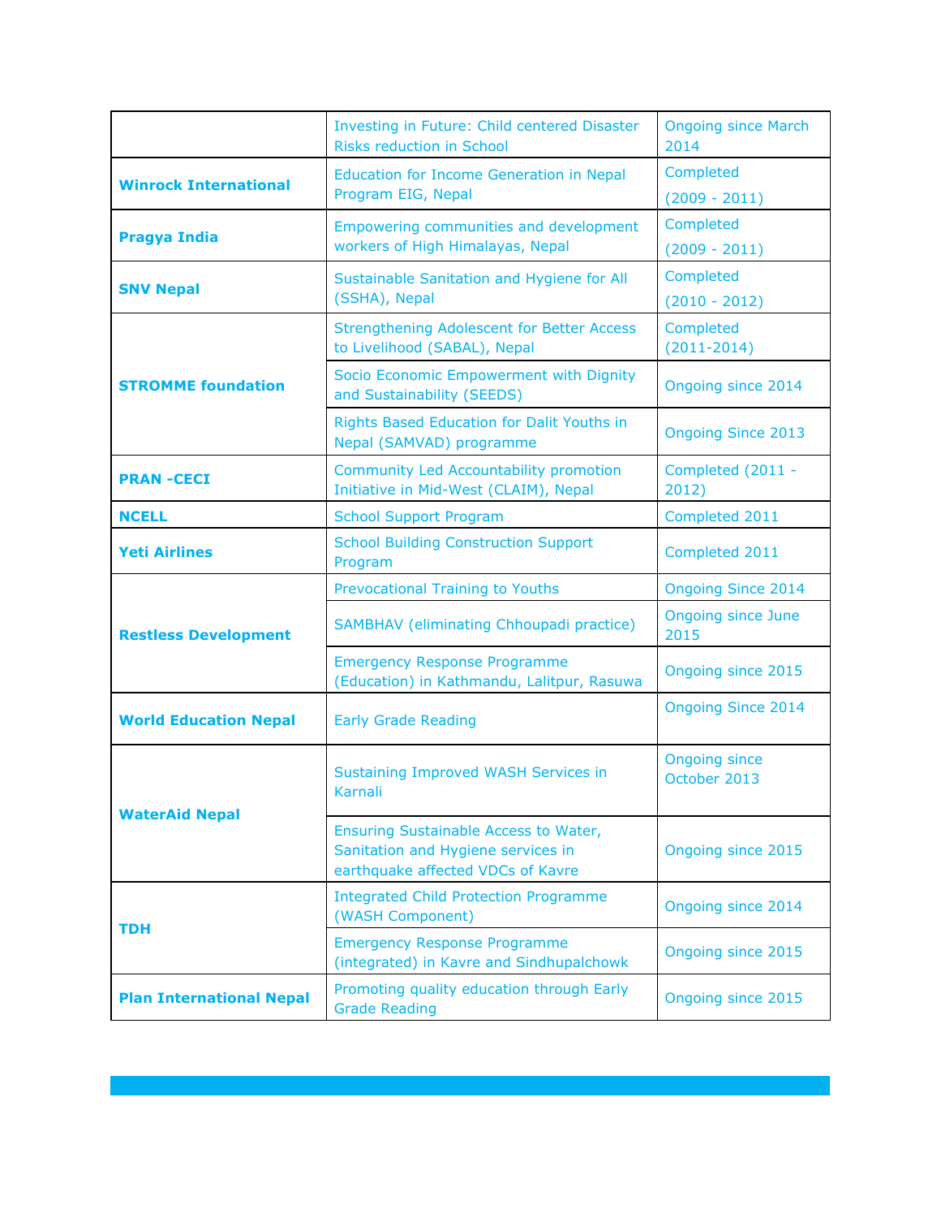| | | |
|---|---|---|
| | Investing in Future: Child centered Disaster Risks reduction in School | Ongoing since March 2014 |
| **Winrock International** | Education for Income Generation in Nepal Program EIG, Nepal | Completed (2009 - 2011) |
| **Pragya India** | Empowering communities and development workers of High Himalayas, Nepal | Completed (2009 - 2011) |
| **SNV Nepal** | Sustainable Sanitation and Hygiene for All (SSHA), Nepal | Completed (2010 - 2012) |
| **STROMME foundation** | Strengthening Adolescent for Better Access to Livelihood (SABAL), Nepal | Completed (2011-2014) |
| | Socio Economic Empowerment with Dignity and Sustainability (SEEDS) | Ongoing since 2014 |
| | Rights Based Education for Dalit Youths in Nepal (SAMVAD) programme | Ongoing Since 2013 |
| **PRAN -CECI** | Community Led Accountability promotion Initiative in Mid-West (CLAIM), Nepal | Completed (2011 - 2012) |
| **NCELL** | School Support Program | Completed 2011 |
| **Yeti Airlines** | School Building Construction Support Program | Completed 2011 |
| **Restless Development** | Prevocational Training to Youths | Ongoing Since 2014 |
| | SAMBHAV (eliminating Chhoupadi practice) | Ongoing since June 2015 |
| | Emergency Response Programme (Education) in Kathmandu, Lalitpur, Rasuwa | Ongoing since 2015 |
| **World Education Nepal** | Early Grade Reading | Ongoing Since 2014 |
| **WaterAid Nepal** | Sustaining Improved WASH Services in Karnali | Ongoing since October 2013 |
| | Ensuring Sustainable Access to Water, Sanitation and Hygiene services in earthquake affected VDCs of Kavre | Ongoing since 2015 |
| **TDH** | Integrated Child Protection Programme (WASH Component) | Ongoing since 2014 |
| | Emergency Response Programme (integrated) in Kavre and Sindhupalchowk | Ongoing since 2015 |
| **Plan International Nepal** | Promoting quality education through Early Grade Reading | Ongoing since 2015 |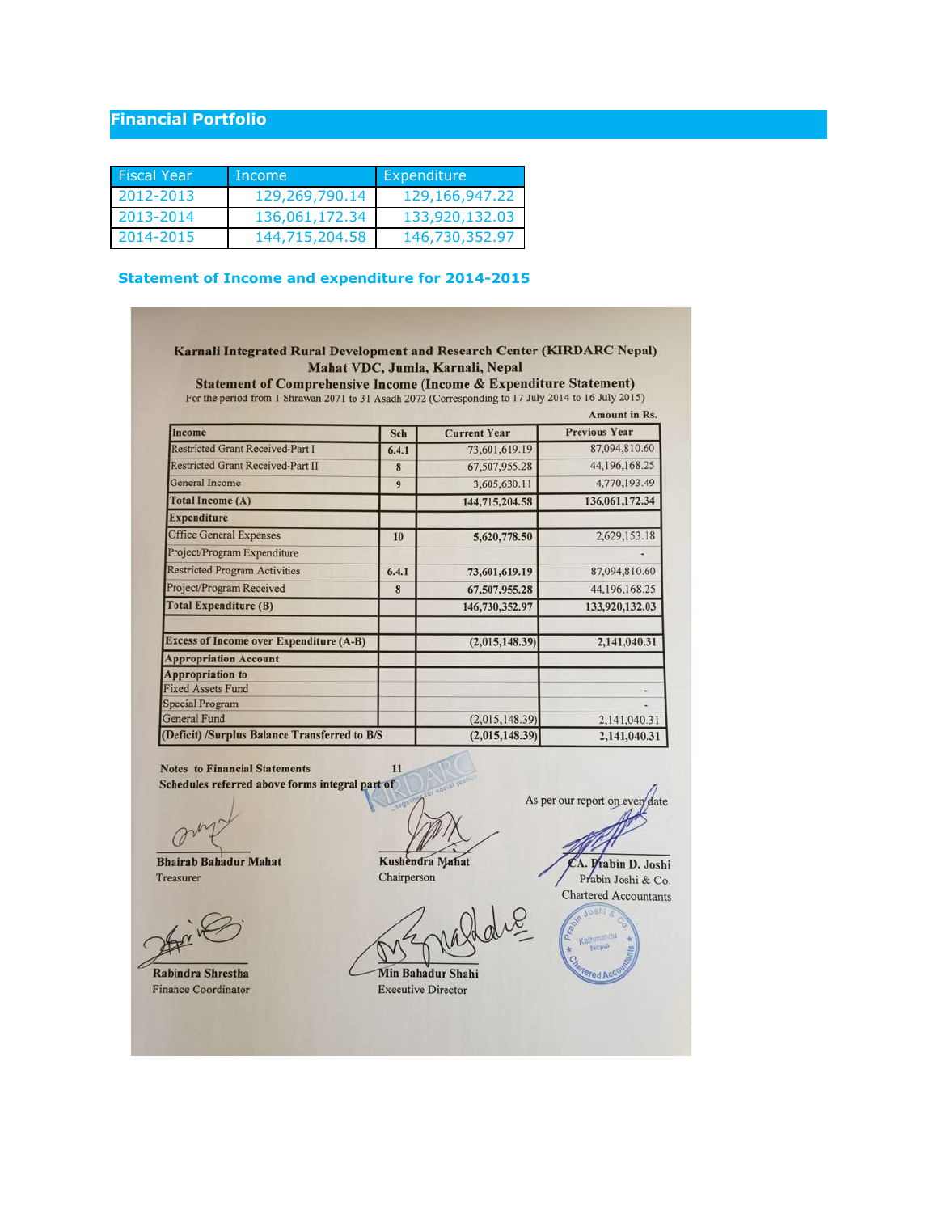## Financial Portfolio

| Fiscal Year | Income | Expenditure |
|---|---|---|
| 2012-2013 | 129,269,790.14 | 129,166,947.22 |
| 2013-2014 | 136,061,172.34 | 133,920,132.03 |
| 2014-2015 | 144,715,204.58 | 146,730,352.97 |

### Statement of Income and expenditure for 2014-2015

**Karnali Integrated Rural Development and Research Center (KIRDARC Nepal)**
**Mahat VDC, Jumla, Karnali, Nepal**
**Statement of Comprehensive Income (Income & Expenditure Statement)**
For the period from 1 Shrawan 2071 to 31 Asadh 2072 (Corresponding to 17 July 2014 to 16 July 2015)

**Amount in Rs.**

| Income | Sch | Current Year | Previous Year |
|---|---|---|---|
| Restricted Grant Received-Part I | 6.4.1 | 73,601,619.19 | 87,094,810.60 |
| Restricted Grant Received-Part II | 8 | 67,507,955.28 | 44,196,168.25 |
| General Income | 9 | 3,605,630.11 | 4,770,193.49 |
| **Total Income (A)** | | **144,715,204.58** | **136,061,172.34** |
| **Expenditure** | | | |
| Office General Expenses | 10 | 5,620,778.50 | 2,629,153.18 |
| Project/Program Expenditure | | | - |
| Restricted Program Activities | 6.4.1 | 73,601,619.19 | 87,094,810.60 |
| Project/Program Received | 8 | 67,507,955.28 | 44,196,168.25 |
| **Total Expenditure (B)** | | **146,730,352.97** | **133,920,132.03** |
| | | | |
| **Excess of Income over Expenditure (A-B)** | | **(2,015,148.39)** | **2,141,040.31** |
| **Appropriation Account** | | | |
| **Appropriation to** | | | |
| Fixed Assets Fund | | | - |
| Special Program | | | - |
| General Fund | | (2,015,148.39) | 2,141,040.31 |
| **(Deficit) /Surplus Balance Transferred to B/S** | | **(2,015,148.39)** | **2,141,040.31** |

**Notes to Financial Statements** 11
**Schedules referred above forms integral part of**

As per our report on even date

**Bhairab Bahadur Mahat**
Treasurer

**Kushendra Mahat**
Chairperson

**CA. Prabin D. Joshi**
Prabin Joshi & Co.
Chartered Accountants

**Rabindra Shrestha**
Finance Coordinator

**Min Bahadur Shahi**
Executive Director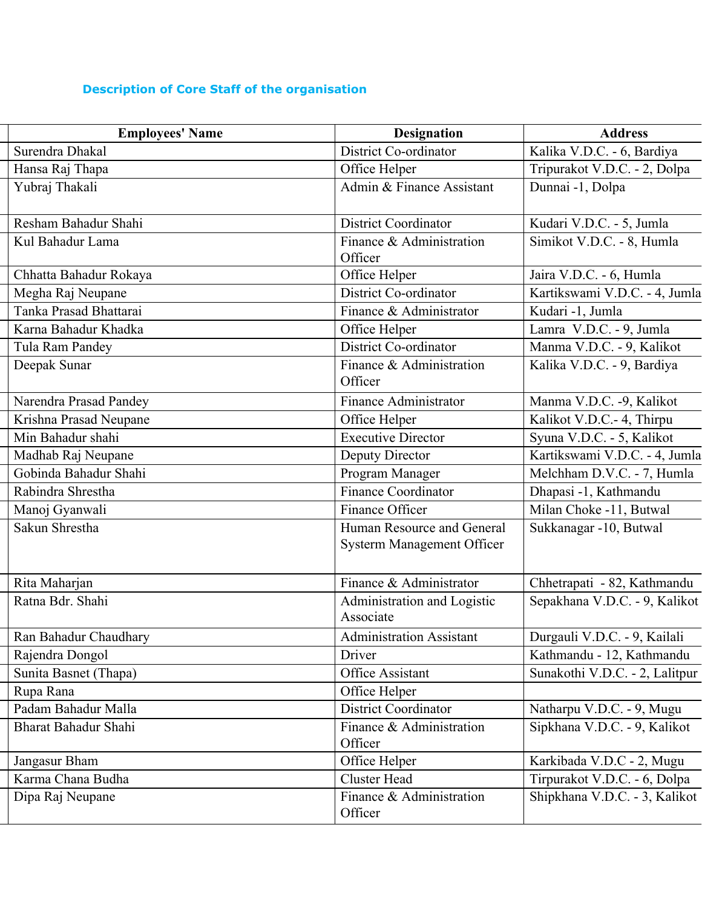### Description of Core Staff of the organisation

| Employees' Name | Designation | Address |
|---|---|---|
| Surendra Dhakal | District Co-ordinator | Kalika V.D.C. - 6, Bardiya |
| Hansa Raj Thapa | Office Helper | Tripurakot V.D.C. - 2, Dolpa |
| Yubraj Thakali | Admin & Finance Assistant | Dunnai -1, Dolpa |
| Resham Bahadur Shahi | District Coordinator | Kudari V.D.C. - 5, Jumla |
| Kul Bahadur Lama | Finance & Administration Officer | Simikot V.D.C. - 8, Humla |
| Chhatta Bahadur Rokaya | Office Helper | Jaira V.D.C. - 6, Humla |
| Megha Raj Neupane | District Co-ordinator | Kartikswami V.D.C. - 4, Jumla |
| Tanka Prasad Bhattarai | Finance & Administrator | Kudari -1, Jumla |
| Karna Bahadur Khadka | Office Helper | Lamra V.D.C. - 9, Jumla |
| Tula Ram Pandey | District Co-ordinator | Manma V.D.C. - 9, Kalikot |
| Deepak Sunar | Finance & Administration Officer | Kalika V.D.C. - 9, Bardiya |
| Narendra Prasad Pandey | Finance Administrator | Manma V.D.C. -9, Kalikot |
| Krishna Prasad Neupane | Office Helper | Kalikot V.D.C.- 4, Thirpu |
| Min Bahadur shahi | Executive Director | Syuna V.D.C. - 5, Kalikot |
| Madhab Raj Neupane | Deputy Director | Kartikswami V.D.C. - 4, Jumla |
| Gobinda Bahadur Shahi | Program Manager | Melchham D.V.C. - 7, Humla |
| Rabindra Shrestha | Finance Coordinator | Dhapasi -1, Kathmandu |
| Manoj Gyanwali | Finance Officer | Milan Choke -11, Butwal |
| Sakun Shrestha | Human Resource and General Systerm Management Officer | Sukkanagar -10, Butwal |
| Rita Maharjan | Finance & Administrator | Chhetrapati - 82, Kathmandu |
| Ratna Bdr. Shahi | Administration and Logistic Associate | Sepakhana V.D.C. - 9, Kalikot |
| Ran Bahadur Chaudhary | Administration Assistant | Durgauli V.D.C. - 9, Kailali |
| Rajendra Dongol | Driver | Kathmandu - 12, Kathmandu |
| Sunita Basnet (Thapa) | Office Assistant | Sunakothi V.D.C. - 2, Lalitpur |
| Rupa Rana | Office Helper | |
| Padam Bahadur Malla | District Coordinator | Natharpu V.D.C. - 9, Mugu |
| Bharat Bahadur Shahi | Finance & Administration Officer | Sipkhana V.D.C. - 9, Kalikot |
| Jangasur Bham | Office Helper | Karkibada V.D.C - 2, Mugu |
| Karma Chana Budha | Cluster Head | Tirpurakot V.D.C. - 6, Dolpa |
| Dipa Raj Neupane | Finance & Administration Officer | Shipkhana V.D.C. - 3, Kalikot |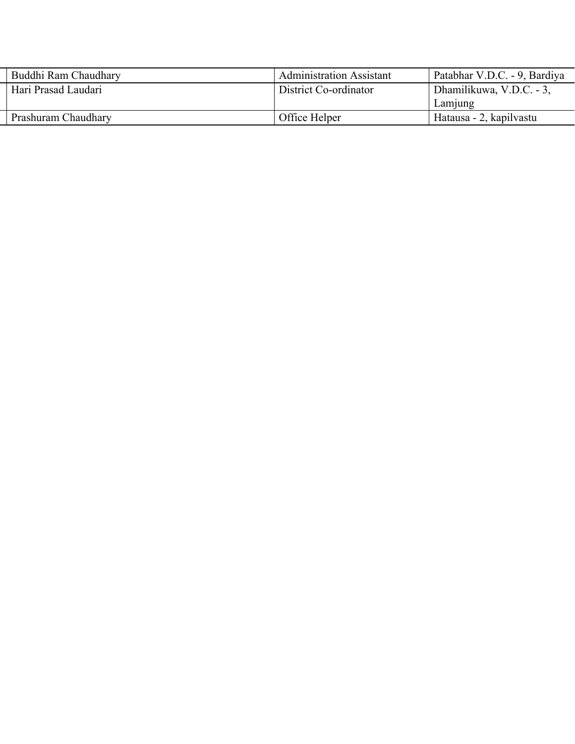| | | | |
|---|---|---|---|
| | Buddhi Ram Chaudhary | Administration Assistant | Patabhar V.D.C. - 9, Bardiya |
| | Hari Prasad Laudari | District Co-ordinator | Dhamilikuwa, V.D.C. - 3, Lamjung |
| | Prashuram Chaudhary | Office Helper | Hatausa - 2, kapilvastu |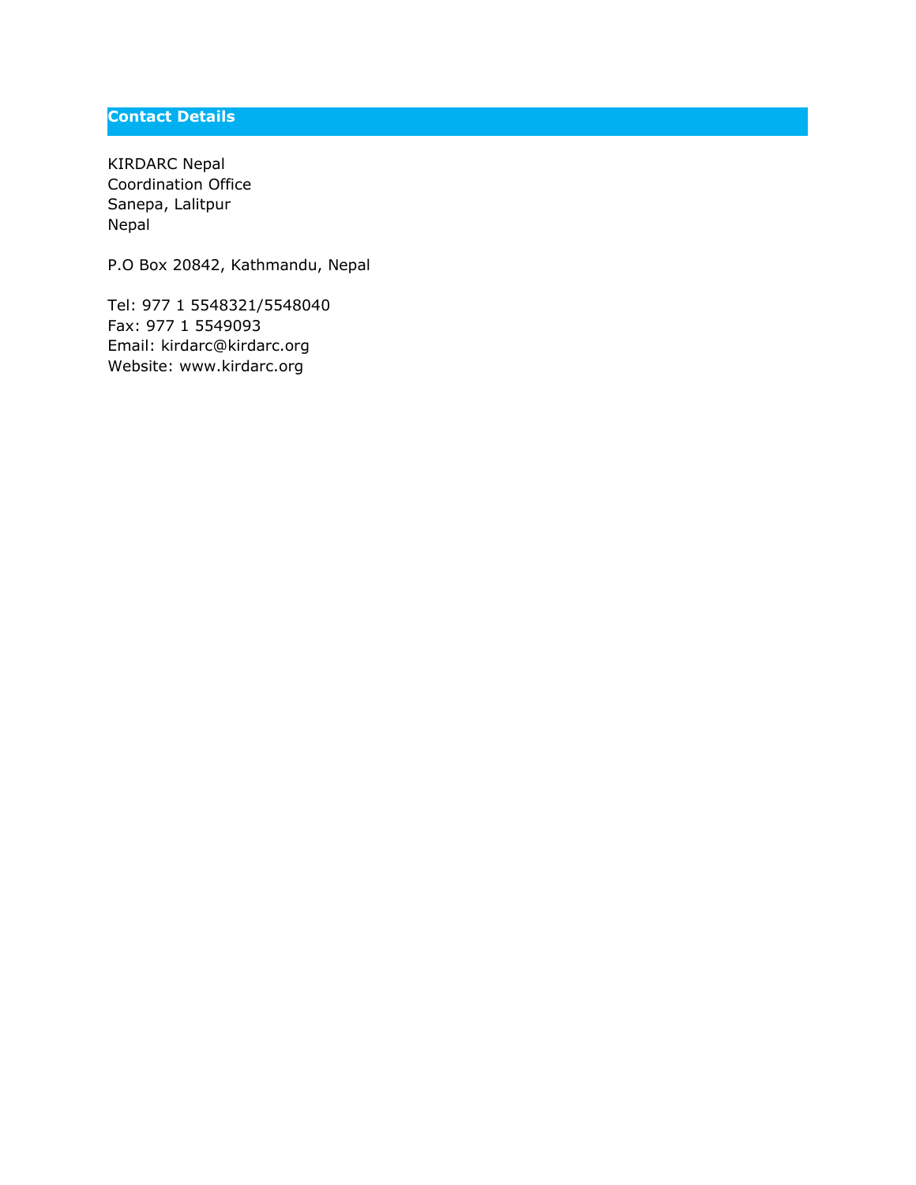## Contact Details

KIRDARC Nepal
Coordination Office
Sanepa, Lalitpur
Nepal

P.O Box 20842, Kathmandu, Nepal

Tel: 977 1 5548321/5548040
Fax: 977 1 5549093
Email: kirdarc@kirdarc.org
Website: www.kirdarc.org